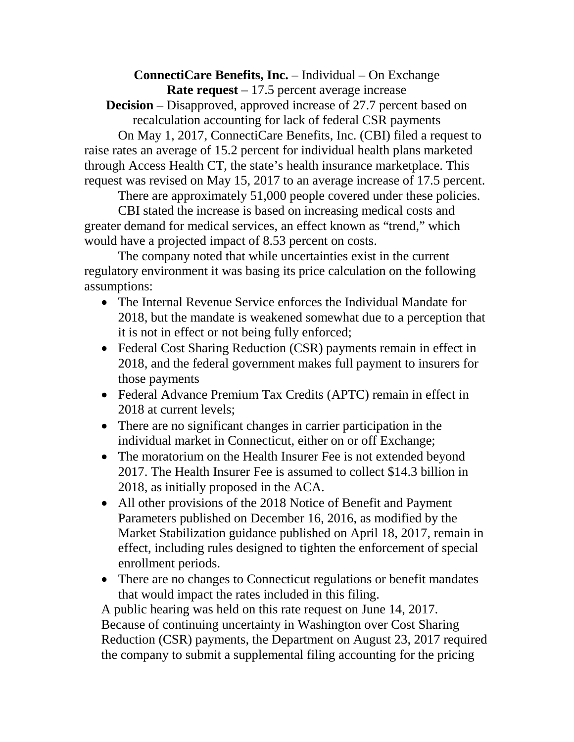**ConnectiCare Benefits, Inc.** – Individual – On Exchange
**Rate request** – 17.5 percent average increase
**Decision** – Disapproved, approved increase of 27.7 percent based on recalculation accounting for lack of federal CSR payments

On May 1, 2017, ConnectiCare Benefits, Inc. (CBI) filed a request to raise rates an average of 15.2 percent for individual health plans marketed through Access Health CT, the state's health insurance marketplace. This request was revised on May 15, 2017 to an average increase of 17.5 percent.

There are approximately 51,000 people covered under these policies.

CBI stated the increase is based on increasing medical costs and greater demand for medical services, an effect known as "trend," which would have a projected impact of 8.53 percent on costs.

The company noted that while uncertainties exist in the current regulatory environment it was basing its price calculation on the following assumptions:

- The Internal Revenue Service enforces the Individual Mandate for 2018, but the mandate is weakened somewhat due to a perception that it is not in effect or not being fully enforced;
- Federal Cost Sharing Reduction (CSR) payments remain in effect in 2018, and the federal government makes full payment to insurers for those payments
- Federal Advance Premium Tax Credits (APTC) remain in effect in 2018 at current levels;
- There are no significant changes in carrier participation in the individual market in Connecticut, either on or off Exchange;
- The moratorium on the Health Insurer Fee is not extended beyond 2017. The Health Insurer Fee is assumed to collect $14.3 billion in 2018, as initially proposed in the ACA.
- All other provisions of the 2018 Notice of Benefit and Payment Parameters published on December 16, 2016, as modified by the Market Stabilization guidance published on April 18, 2017, remain in effect, including rules designed to tighten the enforcement of special enrollment periods.
- There are no changes to Connecticut regulations or benefit mandates that would impact the rates included in this filing.

A public hearing was held on this rate request on June 14, 2017. Because of continuing uncertainty in Washington over Cost Sharing Reduction (CSR) payments, the Department on August 23, 2017 required the company to submit a supplemental filing accounting for the pricing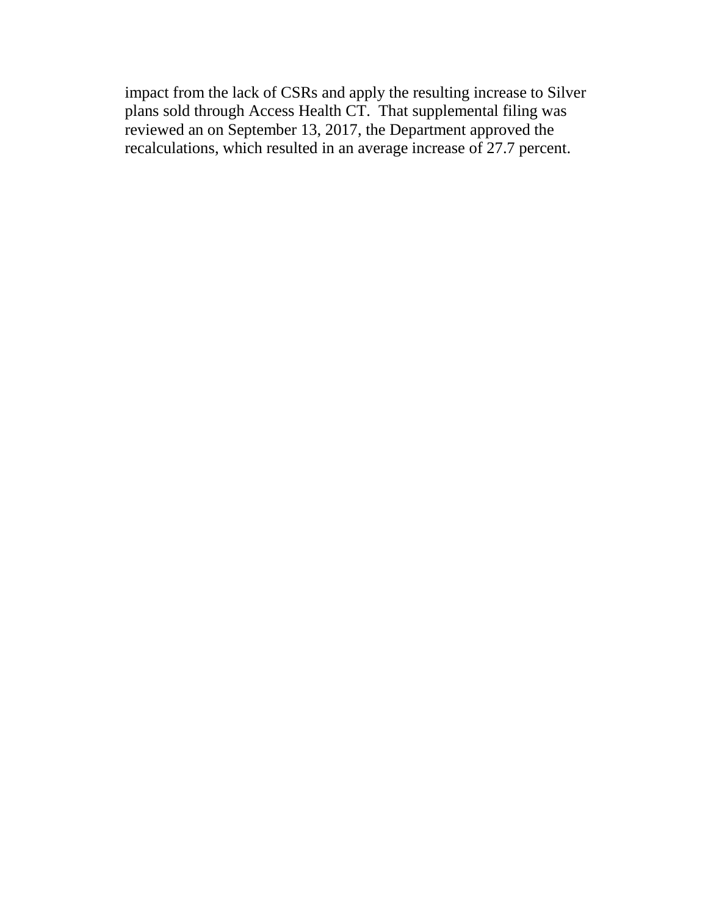impact from the lack of CSRs and apply the resulting increase to Silver plans sold through Access Health CT. That supplemental filing was reviewed an on September 13, 2017, the Department approved the recalculations, which resulted in an average increase of 27.7 percent.